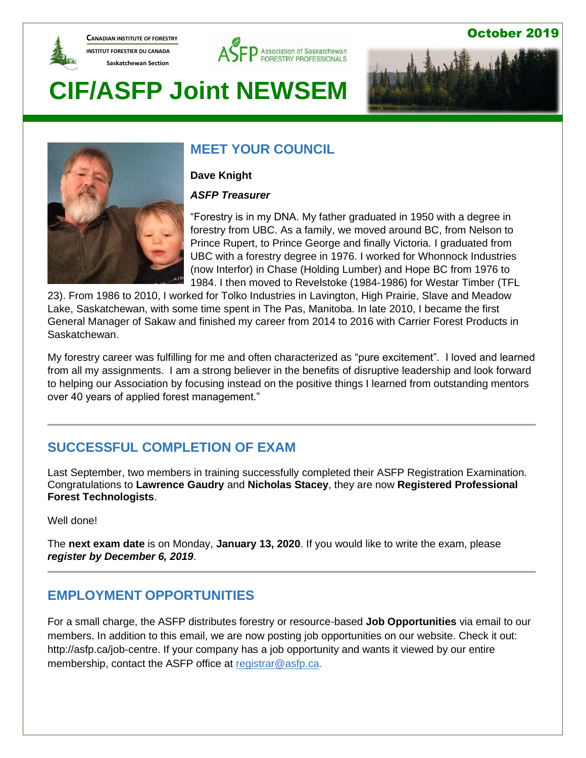CANADIAN INSTITUTE OF FORESTRY
INSTITUT FORESTIER DU CANADA
Saskatchewan Section

ASFP Association of Saskatchewan FORESTRY PROFESSIONALS

October 2019

# CIF/ASFP Joint NEWSEM

## MEET YOUR COUNCIL

**Dave Knight**

***ASFP Treasurer***

"Forestry is in my DNA. My father graduated in 1950 with a degree in forestry from UBC. As a family, we moved around BC, from Nelson to Prince Rupert, to Prince George and finally Victoria. I graduated from UBC with a forestry degree in 1976. I worked for Whonnock Industries (now Interfor) in Chase (Holding Lumber) and Hope BC from 1976 to 1984. I then moved to Revelstoke (1984-1986) for Westar Timber (TFL 23). From 1986 to 2010, I worked for Tolko Industries in Lavington, High Prairie, Slave and Meadow Lake, Saskatchewan, with some time spent in The Pas, Manitoba. In late 2010, I became the first General Manager of Sakaw and finished my career from 2014 to 2016 with Carrier Forest Products in Saskatchewan.

My forestry career was fulfilling for me and often characterized as "pure excitement". I loved and learned from all my assignments. I am a strong believer in the benefits of disruptive leadership and look forward to helping our Association by focusing instead on the positive things I learned from outstanding mentors over 40 years of applied forest management."

---

## SUCCESSFUL COMPLETION OF EXAM

Last September, two members in training successfully completed their ASFP Registration Examination. Congratulations to **Lawrence Gaudry** and **Nicholas Stacey**, they are now **Registered Professional Forest Technologists**.

Well done!

The **next exam date** is on Monday, **January 13, 2020**. If you would like to write the exam, please ***register by December 6, 2019***.

---

## EMPLOYMENT OPPORTUNITIES

For a small charge, the ASFP distributes forestry or resource-based **Job Opportunities** via email to our members. In addition to this email, we are now posting job opportunities on our website. Check it out: http://asfp.ca/job-centre. If your company has a job opportunity and wants it viewed by our entire membership, contact the ASFP office at registrar@asfp.ca.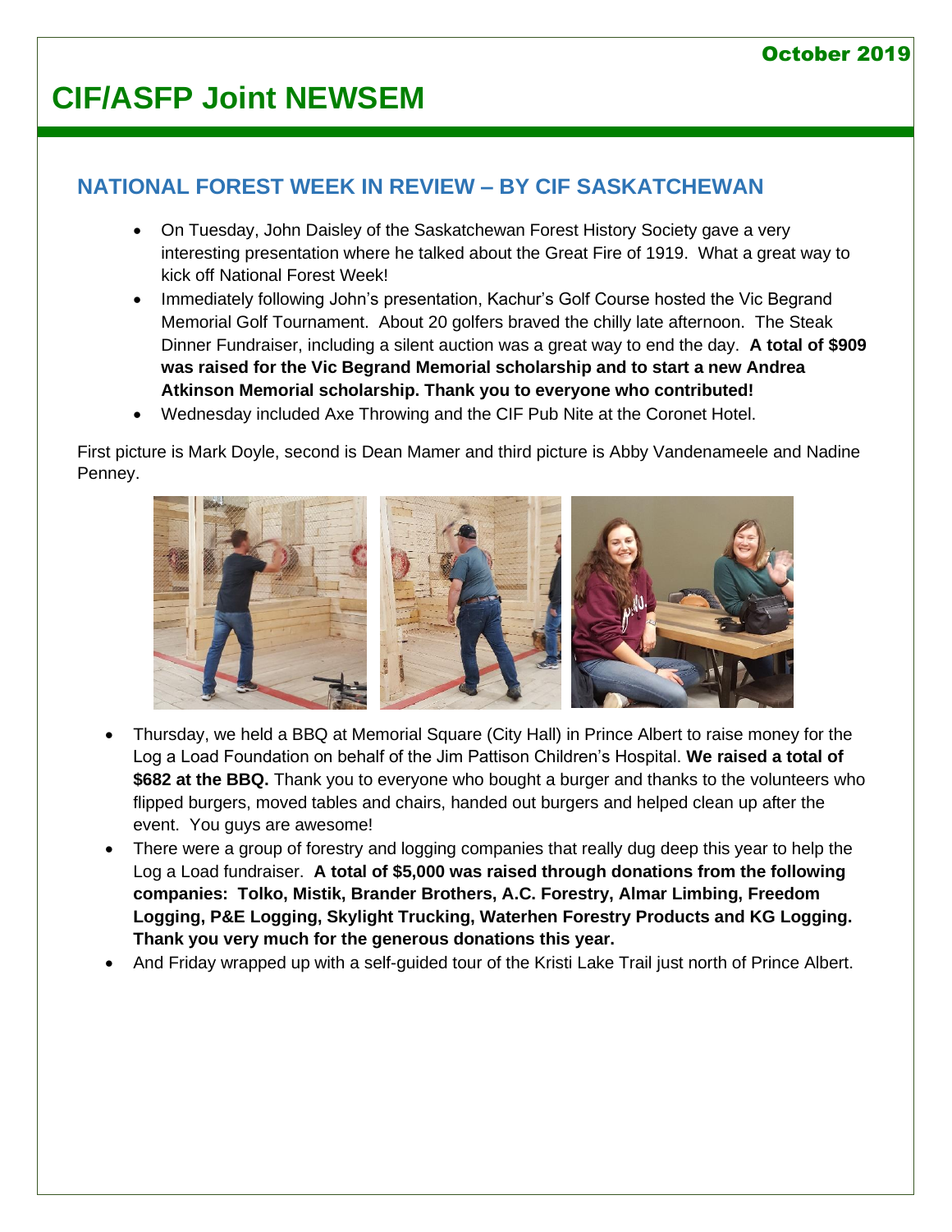# CIF/ASFP Joint NEWSEM

October 2019

## NATIONAL FOREST WEEK IN REVIEW – BY CIF SASKATCHEWAN

- On Tuesday, John Daisley of the Saskatchewan Forest History Society gave a very interesting presentation where he talked about the Great Fire of 1919. What a great way to kick off National Forest Week!
- Immediately following John's presentation, Kachur's Golf Course hosted the Vic Begrand Memorial Golf Tournament. About 20 golfers braved the chilly late afternoon. The Steak Dinner Fundraiser, including a silent auction was a great way to end the day. **A total of $909 was raised for the Vic Begrand Memorial scholarship and to start a new Andrea Atkinson Memorial scholarship. Thank you to everyone who contributed!**
- Wednesday included Axe Throwing and the CIF Pub Nite at the Coronet Hotel.

First picture is Mark Doyle, second is Dean Mamer and third picture is Abby Vandenameele and Nadine Penney.

- Thursday, we held a BBQ at Memorial Square (City Hall) in Prince Albert to raise money for the Log a Load Foundation on behalf of the Jim Pattison Children's Hospital. **We raised a total of $682 at the BBQ.** Thank you to everyone who bought a burger and thanks to the volunteers who flipped burgers, moved tables and chairs, handed out burgers and helped clean up after the event. You guys are awesome!
- There were a group of forestry and logging companies that really dug deep this year to help the Log a Load fundraiser. **A total of $5,000 was raised through donations from the following companies: Tolko, Mistik, Brander Brothers, A.C. Forestry, Almar Limbing, Freedom Logging, P&E Logging, Skylight Trucking, Waterhen Forestry Products and KG Logging. Thank you very much for the generous donations this year.**
- And Friday wrapped up with a self-guided tour of the Kristi Lake Trail just north of Prince Albert.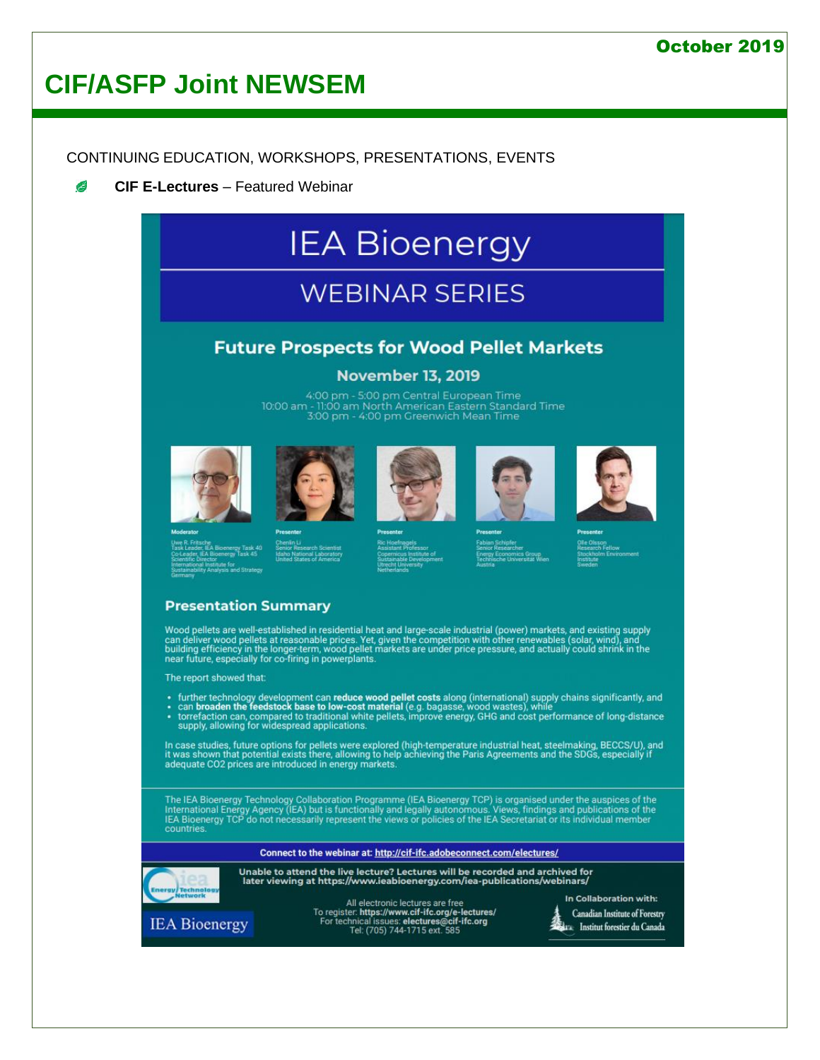# CIF/ASFP Joint NEWSEM

October 2019

CONTINUING EDUCATION, WORKSHOPS, PRESENTATIONS, EVENTS

- **CIF E-Lectures** – Featured Webinar

# IEA Bioenergy

## WEBINAR SERIES

### Future Prospects for Wood Pellet Markets

**November 13, 2019**

4:00 pm - 5:00 pm Central European Time
10:00 am - 11:00 am North American Eastern Standard Time
3:00 pm - 4:00 pm Greenwich Mean Time

**Moderator**
Uwe R. Fritsche
Task Leader, IEA Bioenergy Task 40
Co-Leader, IEA Bioenergy Task 45
Scientific Director
International Institute for Sustainability Analysis and Strategy
Germany

**Presenter**
Chenlin Li
Senior Research Scientist
Idaho National Laboratory
United States of America

**Presenter**
Ric Hoefnagels
Assistant Professor
Copernicus Institute of Sustainable Development
Utrecht University
Netherlands

**Presenter**
Fabian Schipfer
Senior Researcher
Energy Economics Group
Technische Universität Wien
Austria

**Presenter**
Olle Olsson
Research Fellow
Stockholm Environment Institute
Sweden

### Presentation Summary

Wood pellets are well-established in residential heat and large-scale industrial (power) markets, and existing supply can deliver wood pellets at reasonable prices. Yet, given the competition with other renewables (solar, wind), and building efficiency in the longer-term, wood pellet markets are under price pressure, and actually could shrink in the near future, especially for co-firing in powerplants.

The report showed that:

- further technology development can **reduce wood pellet costs** along (international) supply chains significantly, and
- can **broaden the feedstock base to low-cost material** (e.g. bagasse, wood wastes), while
- torrefaction can, compared to traditional white pellets, improve energy, GHG and cost performance of long-distance supply, allowing for widespread applications.

In case studies, future options for pellets were explored (high-temperature industrial heat, steelmaking, BECCS/U), and it was shown that potential exists there, allowing to help achieving the Paris Agreements and the SDGs, especially if adequate CO2 prices are introduced in energy markets.

The IEA Bioenergy Technology Collaboration Programme (IEA Bioenergy TCP) is organised under the auspices of the International Energy Agency (IEA) but is functionally and legally autonomous. Views, findings and publications of the IEA Bioenergy TCP do not necessarily represent the views or policies of the IEA Secretariat or its individual member countries.

**Connect to the webinar at: http://cif-ifc.adobeconnect.com/electures/**

**Unable to attend the live lecture? Lectures will be recorded and archived for later viewing at https://www.ieabioenergy.com/iea-publications/webinars/**

All electronic lectures are free
To register: **https://www.cif-ifc.org/e-lectures/**
For technical issues: **electures@cif-ifc.org**
Tel: (705) 744-1715 ext. 585

IEA Bioenergy

In Collaboration with:
Canadian Institute of Forestry
Institut forestier du Canada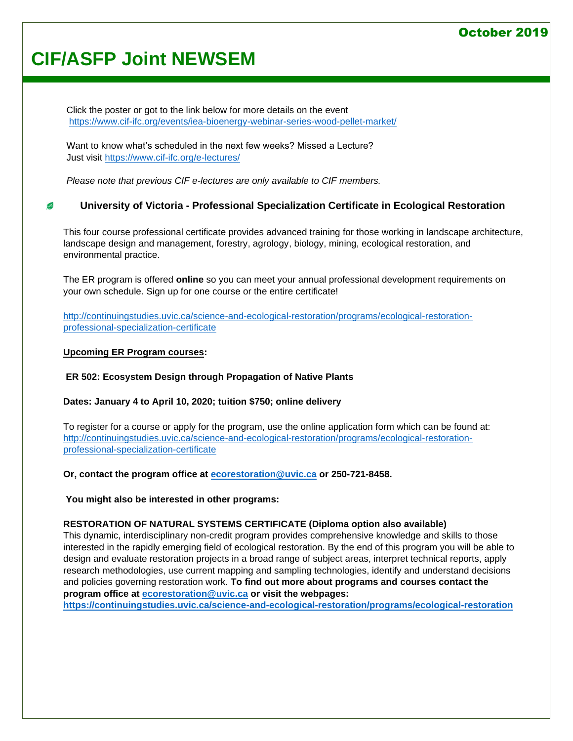Click the poster or got to the link below for more details on the event
https://www.cif-ifc.org/events/iea-bioenergy-webinar-series-wood-pellet-market/

Want to know what's scheduled in the next few weeks? Missed a Lecture?
Just visit https://www.cif-ifc.org/e-lectures/

*Please note that previous CIF e-lectures are only available to CIF members.*

### University of Victoria - Professional Specialization Certificate in Ecological Restoration

This four course professional certificate provides advanced training for those working in landscape architecture, landscape design and management, forestry, agrology, biology, mining, ecological restoration, and environmental practice.

The ER program is offered **online** so you can meet your annual professional development requirements on your own schedule. Sign up for one course or the entire certificate!

http://continuingstudies.uvic.ca/science-and-ecological-restoration/programs/ecological-restoration-professional-specialization-certificate

**Upcoming ER Program courses:**

**ER 502: Ecosystem Design through Propagation of Native Plants**

**Dates: January 4 to April 10, 2020; tuition $750; online delivery**

To register for a course or apply for the program, use the online application form which can be found at:
http://continuingstudies.uvic.ca/science-and-ecological-restoration/programs/ecological-restoration-professional-specialization-certificate

**Or, contact the program office at ecorestoration@uvic.ca or 250-721-8458.**

**You might also be interested in other programs:**

**RESTORATION OF NATURAL SYSTEMS CERTIFICATE (Diploma option also available)**
This dynamic, interdisciplinary non-credit program provides comprehensive knowledge and skills to those interested in the rapidly emerging field of ecological restoration. By the end of this program you will be able to design and evaluate restoration projects in a broad range of subject areas, interpret technical reports, apply research methodologies, use current mapping and sampling technologies, identify and understand decisions and policies governing restoration work. **To find out more about programs and courses contact the program office at ecorestoration@uvic.ca or visit the webpages: https://continuingstudies.uvic.ca/science-and-ecological-restoration/programs/ecological-restoration**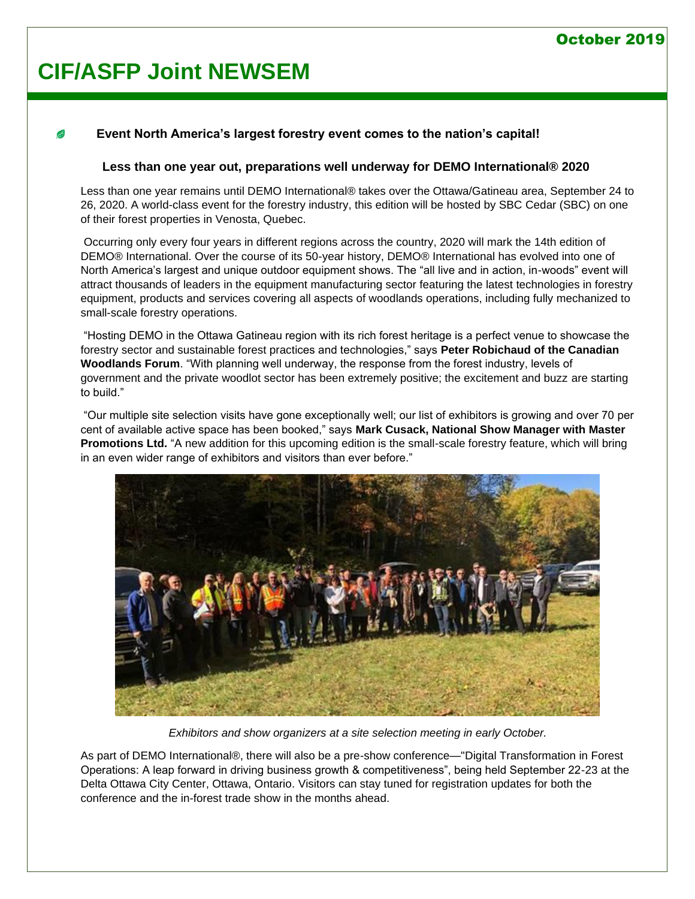October 2019

# CIF/ASFP Joint NEWSEM

### Event North America's largest forestry event comes to the nation's capital!

#### Less than one year out, preparations well underway for DEMO International® 2020

Less than one year remains until DEMO International® takes over the Ottawa/Gatineau area, September 24 to 26, 2020. A world-class event for the forestry industry, this edition will be hosted by SBC Cedar (SBC) on one of their forest properties in Venosta, Quebec.

Occurring only every four years in different regions across the country, 2020 will mark the 14th edition of DEMO® International. Over the course of its 50-year history, DEMO® International has evolved into one of North America's largest and unique outdoor equipment shows. The "all live and in action, in-woods" event will attract thousands of leaders in the equipment manufacturing sector featuring the latest technologies in forestry equipment, products and services covering all aspects of woodlands operations, including fully mechanized to small-scale forestry operations.

"Hosting DEMO in the Ottawa Gatineau region with its rich forest heritage is a perfect venue to showcase the forestry sector and sustainable forest practices and technologies," says **Peter Robichaud of the Canadian Woodlands Forum**. "With planning well underway, the response from the forest industry, levels of government and the private woodlot sector has been extremely positive; the excitement and buzz are starting to build."

"Our multiple site selection visits have gone exceptionally well; our list of exhibitors is growing and over 70 per cent of available active space has been booked," says **Mark Cusack, National Show Manager with Master Promotions Ltd.** "A new addition for this upcoming edition is the small-scale forestry feature, which will bring in an even wider range of exhibitors and visitors than ever before."

*Exhibitors and show organizers at a site selection meeting in early October.*

As part of DEMO International®, there will also be a pre-show conference—"Digital Transformation in Forest Operations: A leap forward in driving business growth & competitiveness", being held September 22-23 at the Delta Ottawa City Center, Ottawa, Ontario. Visitors can stay tuned for registration updates for both the conference and the in-forest trade show in the months ahead.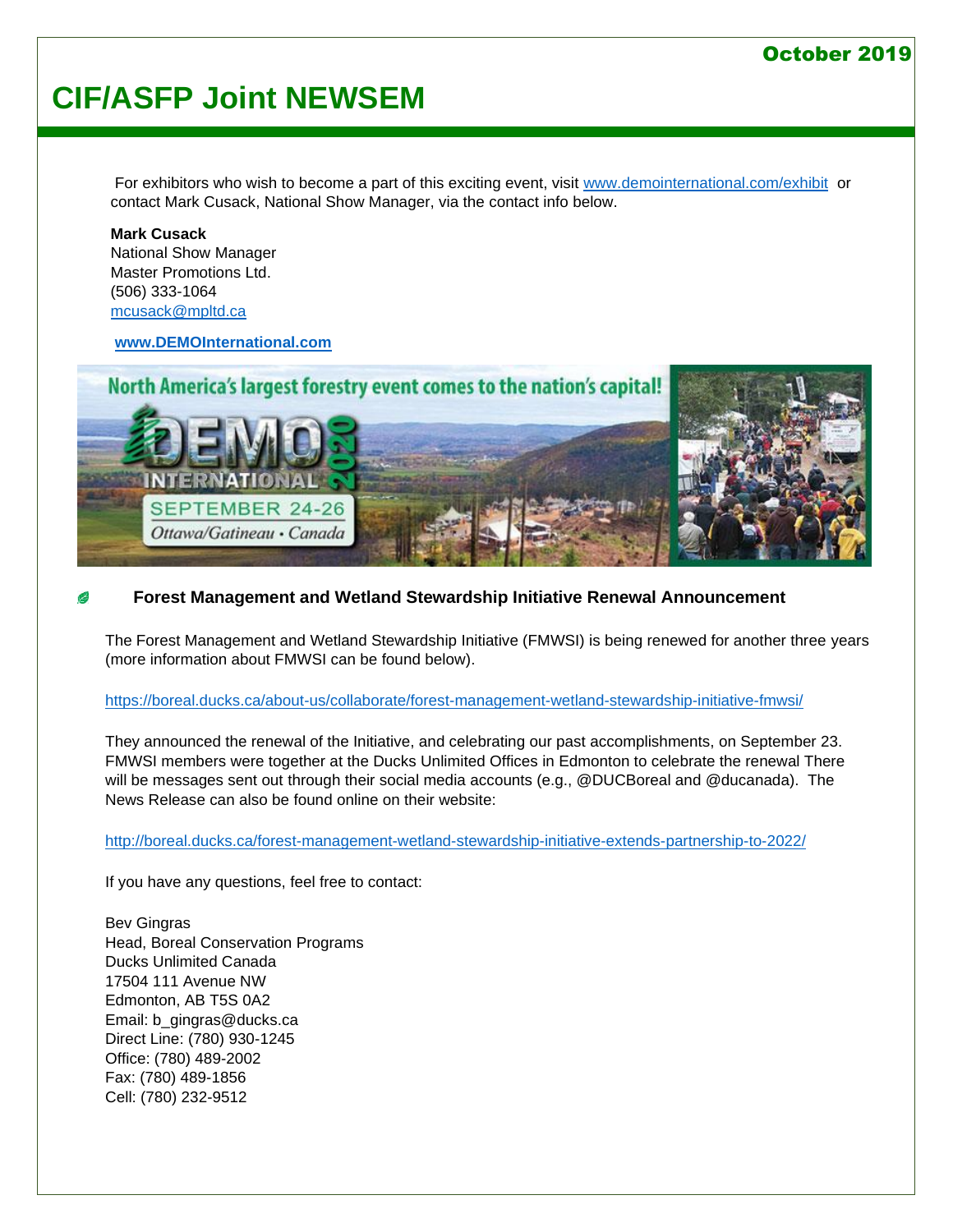For exhibitors who wish to become a part of this exciting event, visit www.demointernational.com/exhibit or contact Mark Cusack, National Show Manager, via the contact info below.

**Mark Cusack**
National Show Manager
Master Promotions Ltd.
(506) 333-1064
mcusack@mpltd.ca

**www.DEMOInternational.com**

### Forest Management and Wetland Stewardship Initiative Renewal Announcement

The Forest Management and Wetland Stewardship Initiative (FMWSI) is being renewed for another three years (more information about FMWSI can be found below).

https://boreal.ducks.ca/about-us/collaborate/forest-management-wetland-stewardship-initiative-fmwsi/

They announced the renewal of the Initiative, and celebrating our past accomplishments, on September 23. FMWSI members were together at the Ducks Unlimited Offices in Edmonton to celebrate the renewal There will be messages sent out through their social media accounts (e.g., @DUCBoreal and @ducanada). The News Release can also be found online on their website:

http://boreal.ducks.ca/forest-management-wetland-stewardship-initiative-extends-partnership-to-2022/

If you have any questions, feel free to contact:

Bev Gingras
Head, Boreal Conservation Programs
Ducks Unlimited Canada
17504 111 Avenue NW
Edmonton, AB T5S 0A2
Email: b_gingras@ducks.ca
Direct Line: (780) 930-1245
Office: (780) 489-2002
Fax: (780) 489-1856
Cell: (780) 232-9512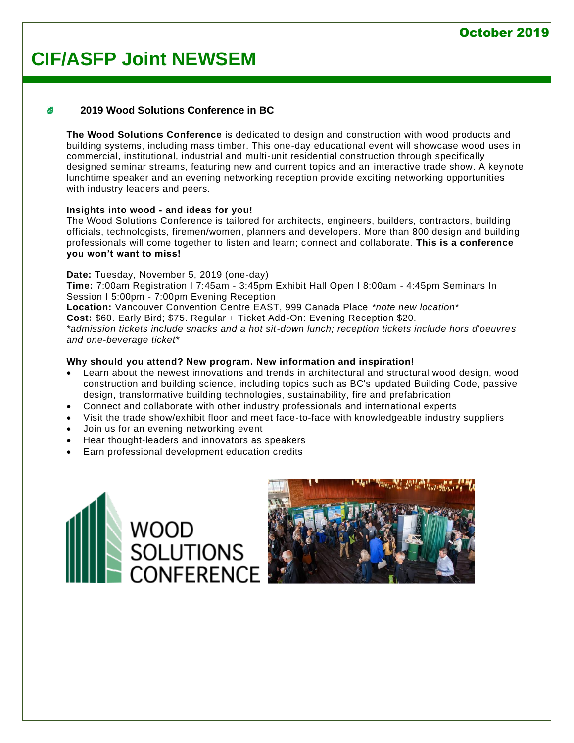# CIF/ASFP Joint NEWSEM

October 2019

## 2019 Wood Solutions Conference in BC

**The Wood Solutions Conference** is dedicated to design and construction with wood products and building systems, including mass timber. This one-day educational event will showcase wood uses in commercial, institutional, industrial and multi-unit residential construction through specifically designed seminar streams, featuring new and current topics and an interactive trade show. A keynote lunchtime speaker and an evening networking reception provide exciting networking opportunities with industry leaders and peers.

**Insights into wood - and ideas for you!**
The Wood Solutions Conference is tailored for architects, engineers, builders, contractors, building officials, technologists, firemen/women, planners and developers. More than 800 design and building professionals will come together to listen and learn; connect and collaborate. **This is a conference you won't want to miss!**

**Date:** Tuesday, November 5, 2019 (one-day)
**Time:** 7:00am Registration I 7:45am - 3:45pm Exhibit Hall Open I 8:00am - 4:45pm Seminars In Session I 5:00pm - 7:00pm Evening Reception
**Location:** Vancouver Convention Centre EAST, 999 Canada Place *\*note new location\**
**Cost:** $60. Early Bird; $75. Regular + Ticket Add-On: Evening Reception $20.
*\*admission tickets include snacks and a hot sit-down lunch; reception tickets include hors d'oeuvres and one-beverage ticket\**

**Why should you attend? New program. New information and inspiration!**

- Learn about the newest innovations and trends in architectural and structural wood design, wood construction and building science, including topics such as BC's updated Building Code, passive design, transformative building technologies, sustainability, fire and prefabrication
- Connect and collaborate with other industry professionals and international experts
- Visit the trade show/exhibit floor and meet face-to-face with knowledgeable industry suppliers
- Join us for an evening networking event
- Hear thought-leaders and innovators as speakers
- Earn professional development education credits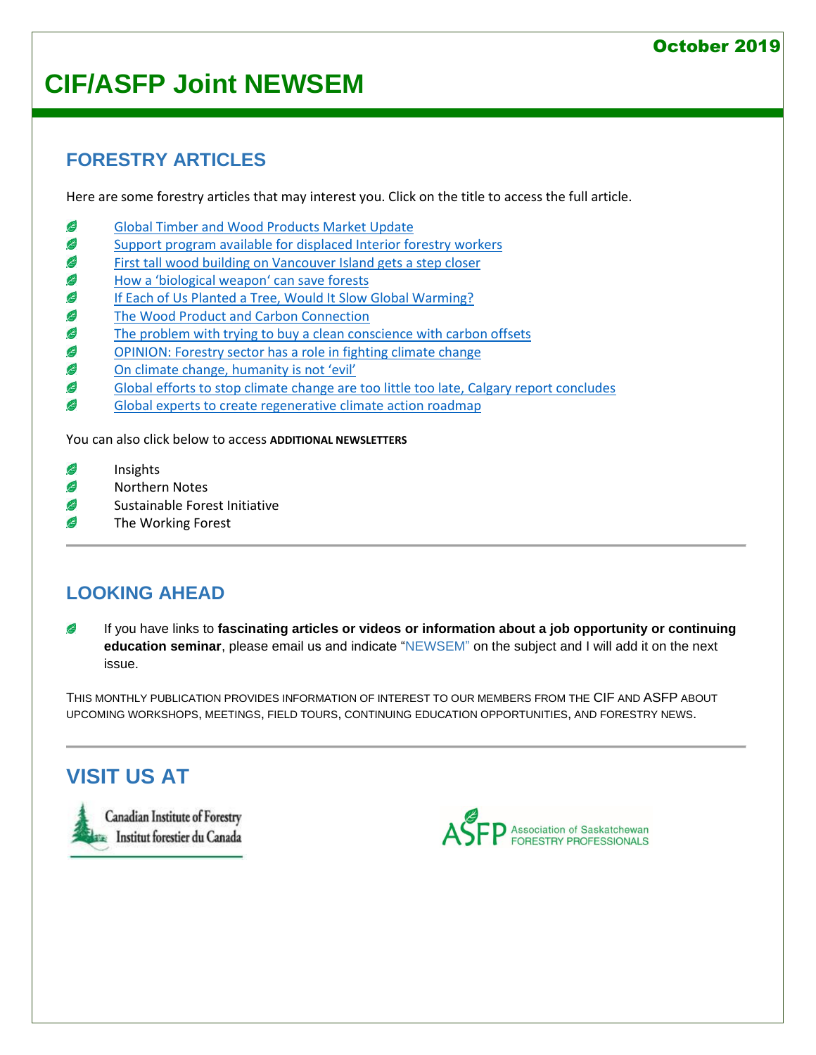October 2019

# CIF/ASFP Joint NEWSEM

## FORESTRY ARTICLES

Here are some forestry articles that may interest you. Click on the title to access the full article.

- Global Timber and Wood Products Market Update
- Support program available for displaced Interior forestry workers
- First tall wood building on Vancouver Island gets a step closer
- How a 'biological weapon' can save forests
- If Each of Us Planted a Tree, Would It Slow Global Warming?
- The Wood Product and Carbon Connection
- The problem with trying to buy a clean conscience with carbon offsets
- OPINION: Forestry sector has a role in fighting climate change
- On climate change, humanity is not 'evil'
- Global efforts to stop climate change are too little too late, Calgary report concludes
- Global experts to create regenerative climate action roadmap

You can also click below to access **ADDITIONAL NEWSLETTERS**

- Insights
- Northern Notes
- Sustainable Forest Initiative
- The Working Forest

## LOOKING AHEAD

- If you have links to **fascinating articles or videos or information about a job opportunity or continuing education seminar**, please email us and indicate "NEWSEM" on the subject and I will add it on the next issue.

THIS MONTHLY PUBLICATION PROVIDES INFORMATION OF INTEREST TO OUR MEMBERS FROM THE CIF AND ASFP ABOUT UPCOMING WORKSHOPS, MEETINGS, FIELD TOURS, CONTINUING EDUCATION OPPORTUNITIES, AND FORESTRY NEWS.

## VISIT US AT

Canadian Institute of Forestry
Institut forestier du Canada

ASFP Association of Saskatchewan FORESTRY PROFESSIONALS